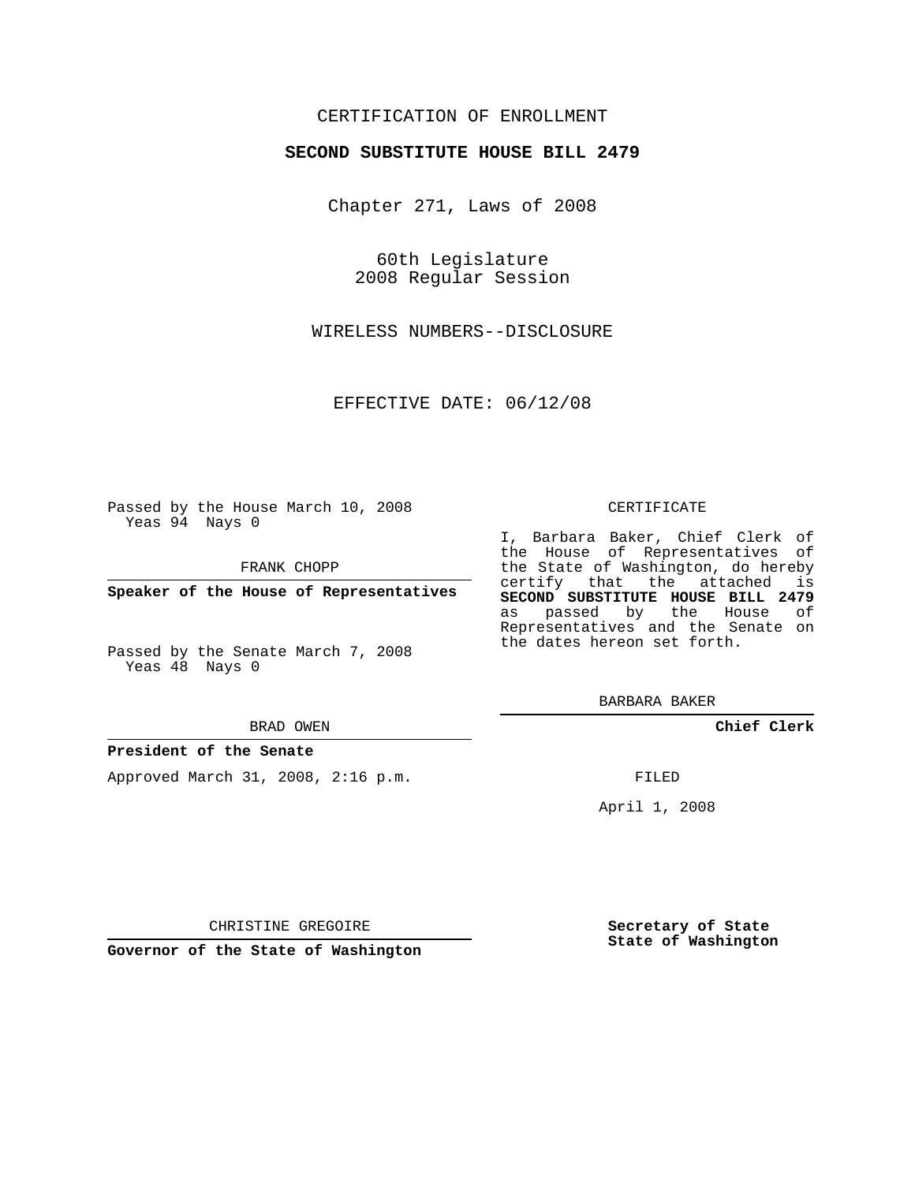CERTIFICATION OF ENROLLMENT

**SECOND SUBSTITUTE HOUSE BILL 2479**

Chapter 271, Laws of 2008

60th Legislature
2008 Regular Session

WIRELESS NUMBERS--DISCLOSURE

EFFECTIVE DATE: 06/12/08

Passed by the House March 10, 2008
Yeas 94 Nays 0

FRANK CHOPP

**Speaker of the House of Representatives**

Passed by the Senate March 7, 2008
Yeas 48 Nays 0

BRAD OWEN

**President of the Senate**

Approved March 31, 2008, 2:16 p.m.

CHRISTINE GREGOIRE

**Governor of the State of Washington**

CERTIFICATE

I, Barbara Baker, Chief Clerk of the House of Representatives of the State of Washington, do hereby certify that the attached is **SECOND SUBSTITUTE HOUSE BILL 2479** as passed by the House of Representatives and the Senate on the dates hereon set forth.

BARBARA BAKER

**Chief Clerk**

FILED

April 1, 2008

**Secretary of State**
**State of Washington**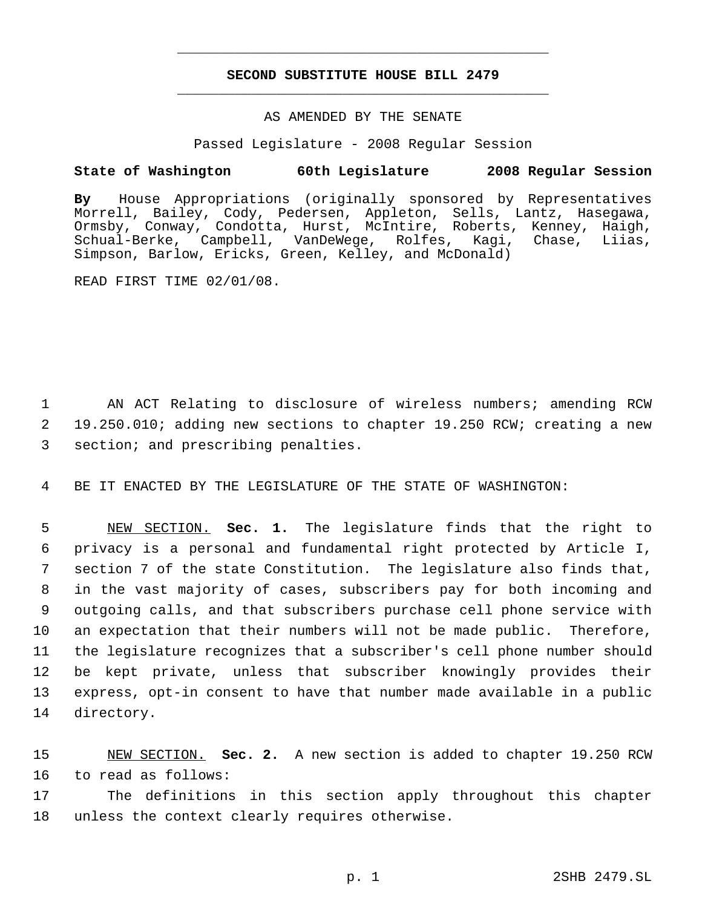# SECOND SUBSTITUTE HOUSE BILL 2479

AS AMENDED BY THE SENATE

Passed Legislature - 2008 Regular Session

**State of Washington 60th Legislature 2008 Regular Session**

**By** House Appropriations (originally sponsored by Representatives Morrell, Bailey, Cody, Pedersen, Appleton, Sells, Lantz, Hasegawa, Ormsby, Conway, Condotta, Hurst, McIntire, Roberts, Kenney, Haigh, Schual-Berke, Campbell, VanDeWege, Rolfes, Kagi, Chase, Liias, Simpson, Barlow, Ericks, Green, Kelley, and McDonald)

READ FIRST TIME 02/01/08.

AN ACT Relating to disclosure of wireless numbers; amending RCW 19.250.010; adding new sections to chapter 19.250 RCW; creating a new section; and prescribing penalties.

BE IT ENACTED BY THE LEGISLATURE OF THE STATE OF WASHINGTON:

NEW SECTION. **Sec. 1.** The legislature finds that the right to privacy is a personal and fundamental right protected by Article I, section 7 of the state Constitution. The legislature also finds that, in the vast majority of cases, subscribers pay for both incoming and outgoing calls, and that subscribers purchase cell phone service with an expectation that their numbers will not be made public. Therefore, the legislature recognizes that a subscriber's cell phone number should be kept private, unless that subscriber knowingly provides their express, opt-in consent to have that number made available in a public directory.

NEW SECTION. **Sec. 2.** A new section is added to chapter 19.250 RCW to read as follows:

The definitions in this section apply throughout this chapter unless the context clearly requires otherwise.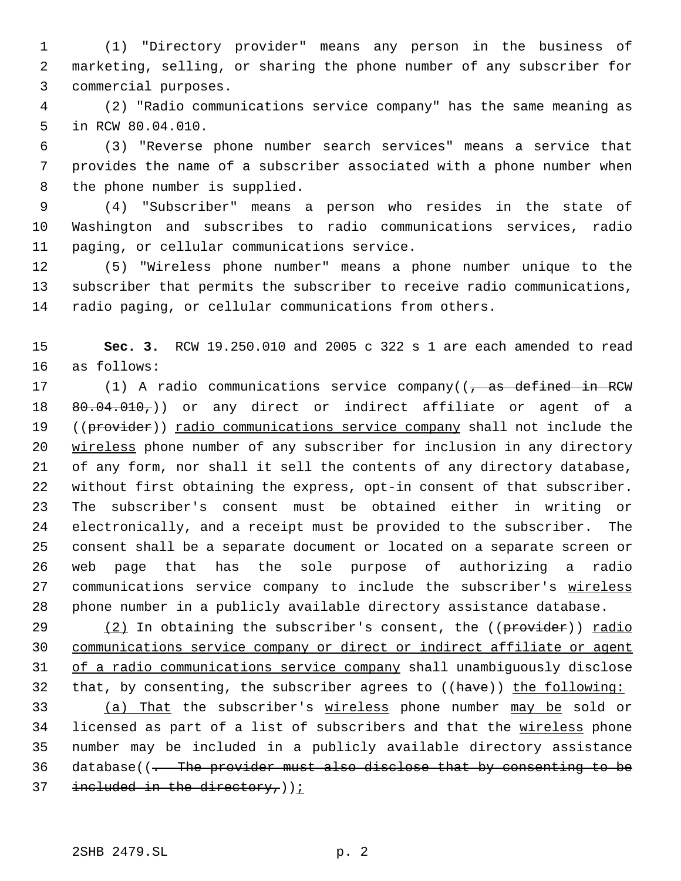(1) "Directory provider" means any person in the business of marketing, selling, or sharing the phone number of any subscriber for commercial purposes.

(2) "Radio communications service company" has the same meaning as in RCW 80.04.010.

(3) "Reverse phone number search services" means a service that provides the name of a subscriber associated with a phone number when the phone number is supplied.

(4) "Subscriber" means a person who resides in the state of Washington and subscribes to radio communications services, radio paging, or cellular communications service.

(5) "Wireless phone number" means a phone number unique to the subscriber that permits the subscriber to receive radio communications, radio paging, or cellular communications from others.

**Sec. 3.** RCW 19.250.010 and 2005 c 322 s 1 are each amended to read as follows:

(1) A radio communications service company((~~, as defined in RCW 80.04.010,~~)) or any direct or indirect affiliate or agent of a ((~~provider~~)) <u>radio communications service company</u> shall not include the <u>wireless</u> phone number of any subscriber for inclusion in any directory of any form, nor shall it sell the contents of any directory database, without first obtaining the express, opt-in consent of that subscriber. The subscriber's consent must be obtained either in writing or electronically, and a receipt must be provided to the subscriber. The consent shall be a separate document or located on a separate screen or web page that has the sole purpose of authorizing a radio communications service company to include the subscriber's <u>wireless</u> phone number in a publicly available directory assistance database.

<u>(2)</u> In obtaining the subscriber's consent, the ((~~provider~~)) <u>radio communications service company or direct or indirect affiliate or agent of a radio communications service company</u> shall unambiguously disclose that, by consenting, the subscriber agrees to ((~~have~~)) <u>the following:</u>

<u>(a) That</u> the subscriber's <u>wireless</u> phone number <u>may be</u> sold or licensed as part of a list of subscribers and that the <u>wireless</u> phone number may be included in a publicly available directory assistance database((~~. The provider must also disclose that by consenting to be included in the directory,~~))<u>;</u>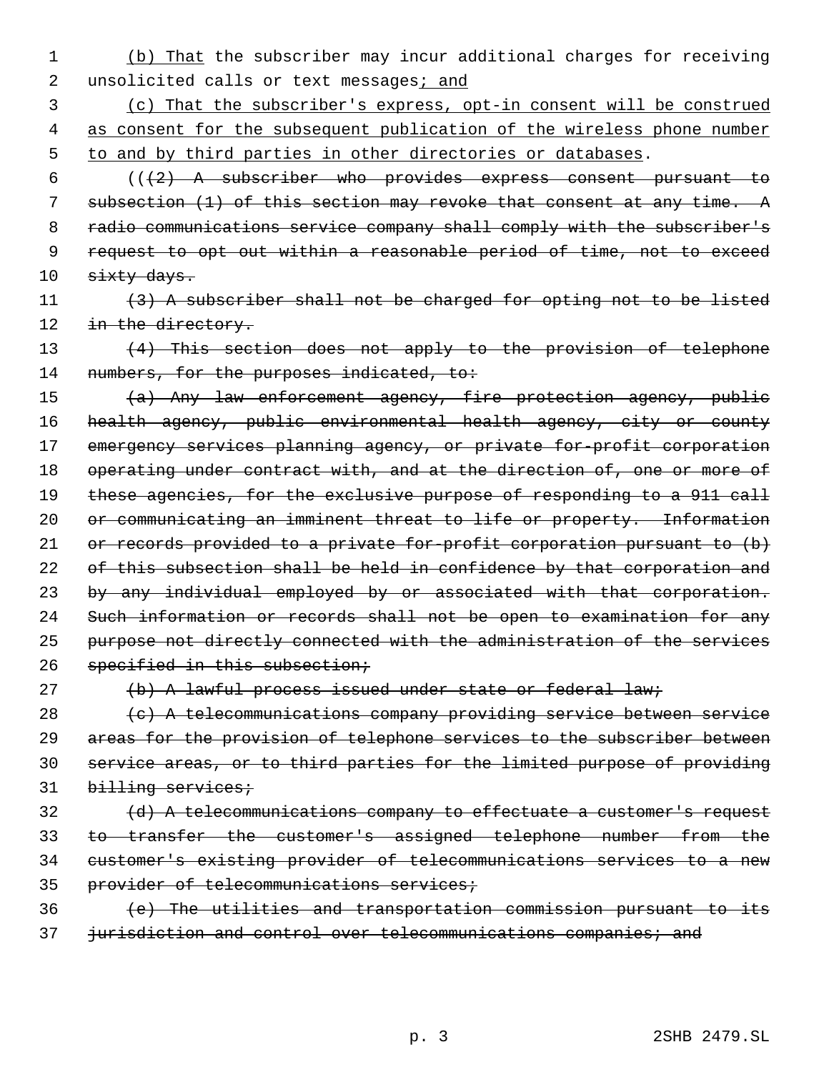(b) That the subscriber may incur additional charges for receiving unsolicited calls or text messages; and

(c) That the subscriber's express, opt-in consent will be construed as consent for the subsequent publication of the wireless phone number to and by third parties in other directories or databases.

((~~(2) A subscriber who provides express consent pursuant to subsection (1) of this section may revoke that consent at any time. A radio communications service company shall comply with the subscriber's request to opt out within a reasonable period of time, not to exceed sixty days.~~

~~(3) A subscriber shall not be charged for opting not to be listed in the directory.~~

~~(4) This section does not apply to the provision of telephone numbers, for the purposes indicated, to:~~

~~(a) Any law enforcement agency, fire protection agency, public health agency, public environmental health agency, city or county emergency services planning agency, or private for-profit corporation operating under contract with, and at the direction of, one or more of these agencies, for the exclusive purpose of responding to a 911 call or communicating an imminent threat to life or property. Information or records provided to a private for-profit corporation pursuant to (b) of this subsection shall be held in confidence by that corporation and by any individual employed by or associated with that corporation. Such information or records shall not be open to examination for any purpose not directly connected with the administration of the services specified in this subsection;~~

~~(b) A lawful process issued under state or federal law;~~

~~(c) A telecommunications company providing service between service areas for the provision of telephone services to the subscriber between service areas, or to third parties for the limited purpose of providing billing services;~~

~~(d) A telecommunications company to effectuate a customer's request to transfer the customer's assigned telephone number from the customer's existing provider of telecommunications services to a new provider of telecommunications services;~~

~~(e) The utilities and transportation commission pursuant to its jurisdiction and control over telecommunications companies; and~~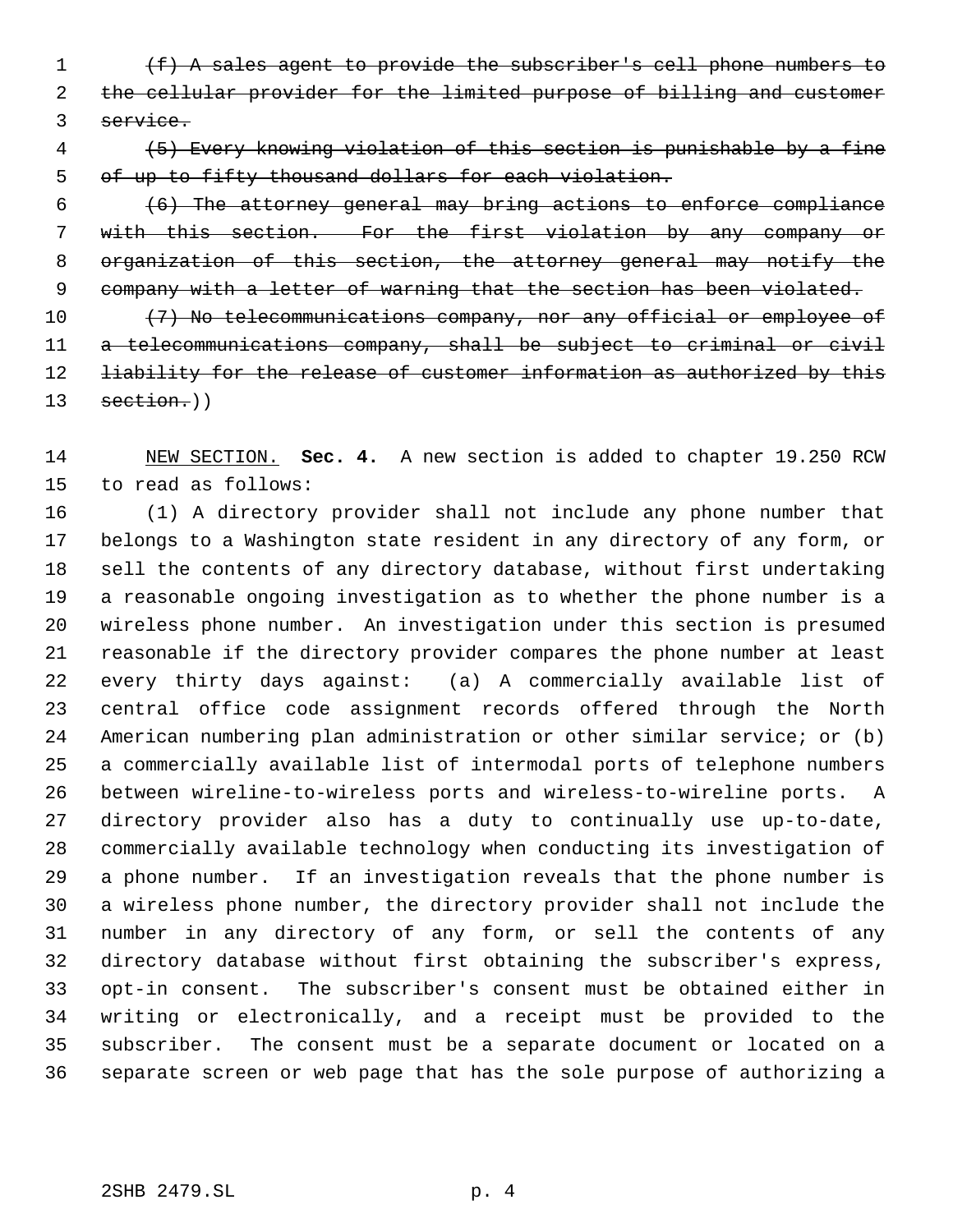~~(f) A sales agent to provide the subscriber's cell phone numbers to the cellular provider for the limited purpose of billing and customer service.~~

~~(5) Every knowing violation of this section is punishable by a fine of up to fifty thousand dollars for each violation.~~

~~(6) The attorney general may bring actions to enforce compliance with this section. For the first violation by any company or organization of this section, the attorney general may notify the company with a letter of warning that the section has been violated.~~

~~(7) No telecommunications company, nor any official or employee of a telecommunications company, shall be subject to criminal or civil liability for the release of customer information as authorized by this section.~~))

NEW SECTION. **Sec. 4.** A new section is added to chapter 19.250 RCW to read as follows:

(1) A directory provider shall not include any phone number that belongs to a Washington state resident in any directory of any form, or sell the contents of any directory database, without first undertaking a reasonable ongoing investigation as to whether the phone number is a wireless phone number. An investigation under this section is presumed reasonable if the directory provider compares the phone number at least every thirty days against: (a) A commercially available list of central office code assignment records offered through the North American numbering plan administration or other similar service; or (b) a commercially available list of intermodal ports of telephone numbers between wireline-to-wireless ports and wireless-to-wireline ports. A directory provider also has a duty to continually use up-to-date, commercially available technology when conducting its investigation of a phone number. If an investigation reveals that the phone number is a wireless phone number, the directory provider shall not include the number in any directory of any form, or sell the contents of any directory database without first obtaining the subscriber's express, opt-in consent. The subscriber's consent must be obtained either in writing or electronically, and a receipt must be provided to the subscriber. The consent must be a separate document or located on a separate screen or web page that has the sole purpose of authorizing a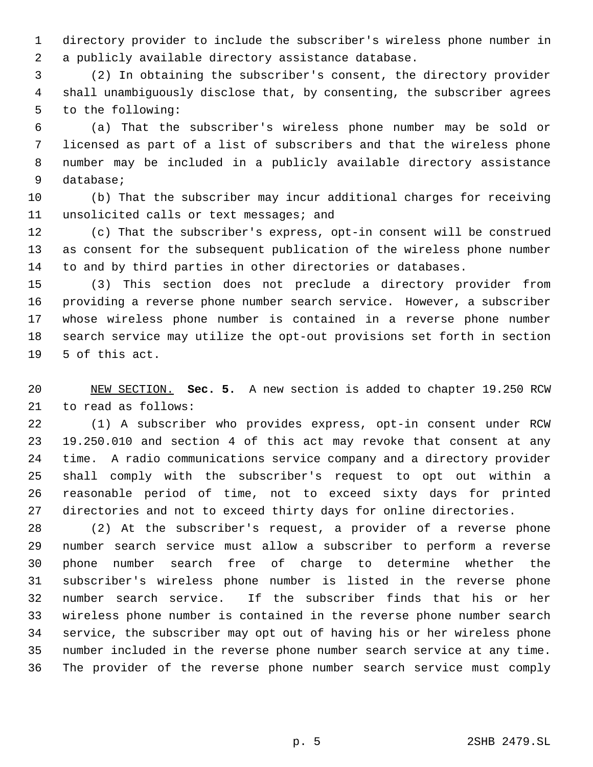directory provider to include the subscriber's wireless phone number in a publicly available directory assistance database.

(2) In obtaining the subscriber's consent, the directory provider shall unambiguously disclose that, by consenting, the subscriber agrees to the following:

(a) That the subscriber's wireless phone number may be sold or licensed as part of a list of subscribers and that the wireless phone number may be included in a publicly available directory assistance database;

(b) That the subscriber may incur additional charges for receiving unsolicited calls or text messages; and

(c) That the subscriber's express, opt-in consent will be construed as consent for the subsequent publication of the wireless phone number to and by third parties in other directories or databases.

(3) This section does not preclude a directory provider from providing a reverse phone number search service. However, a subscriber whose wireless phone number is contained in a reverse phone number search service may utilize the opt-out provisions set forth in section 5 of this act.

NEW SECTION. **Sec. 5.** A new section is added to chapter 19.250 RCW to read as follows:

(1) A subscriber who provides express, opt-in consent under RCW 19.250.010 and section 4 of this act may revoke that consent at any time. A radio communications service company and a directory provider shall comply with the subscriber's request to opt out within a reasonable period of time, not to exceed sixty days for printed directories and not to exceed thirty days for online directories.

(2) At the subscriber's request, a provider of a reverse phone number search service must allow a subscriber to perform a reverse phone number search free of charge to determine whether the subscriber's wireless phone number is listed in the reverse phone number search service. If the subscriber finds that his or her wireless phone number is contained in the reverse phone number search service, the subscriber may opt out of having his or her wireless phone number included in the reverse phone number search service at any time. The provider of the reverse phone number search service must comply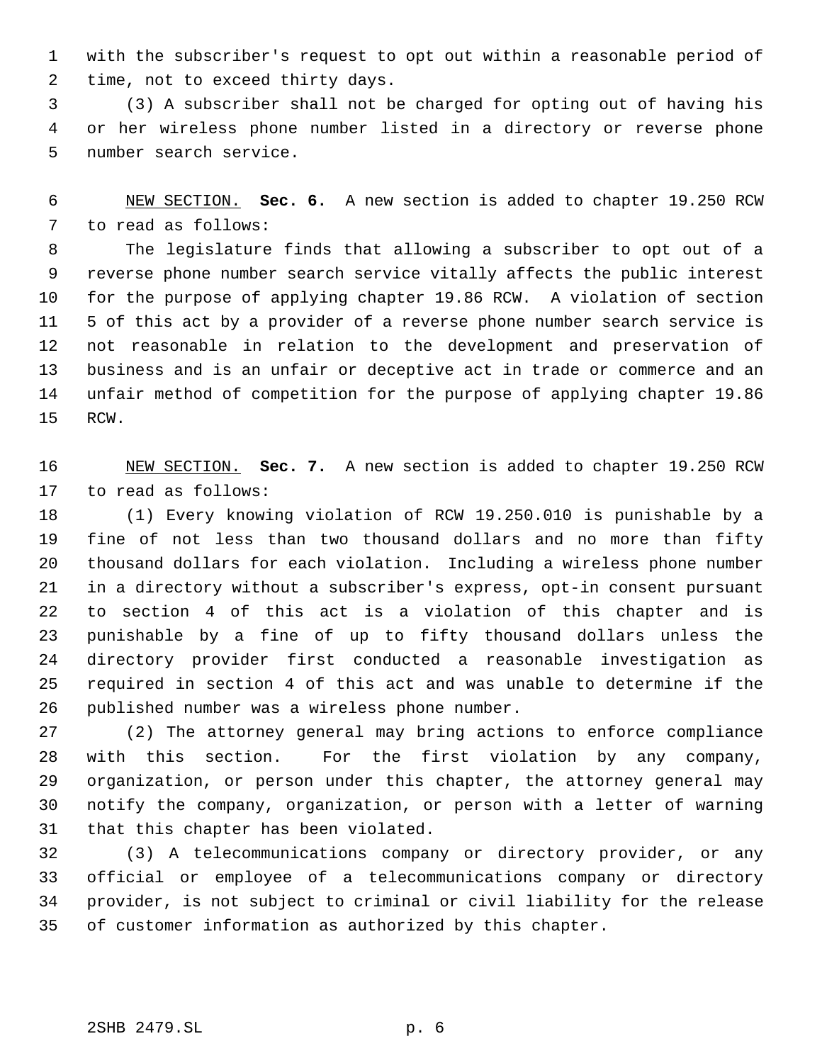with the subscriber's request to opt out within a reasonable period of time, not to exceed thirty days.

(3) A subscriber shall not be charged for opting out of having his or her wireless phone number listed in a directory or reverse phone number search service.

NEW SECTION. **Sec. 6.** A new section is added to chapter 19.250 RCW to read as follows:

The legislature finds that allowing a subscriber to opt out of a reverse phone number search service vitally affects the public interest for the purpose of applying chapter 19.86 RCW. A violation of section 5 of this act by a provider of a reverse phone number search service is not reasonable in relation to the development and preservation of business and is an unfair or deceptive act in trade or commerce and an unfair method of competition for the purpose of applying chapter 19.86 RCW.

NEW SECTION. **Sec. 7.** A new section is added to chapter 19.250 RCW to read as follows:

(1) Every knowing violation of RCW 19.250.010 is punishable by a fine of not less than two thousand dollars and no more than fifty thousand dollars for each violation. Including a wireless phone number in a directory without a subscriber's express, opt-in consent pursuant to section 4 of this act is a violation of this chapter and is punishable by a fine of up to fifty thousand dollars unless the directory provider first conducted a reasonable investigation as required in section 4 of this act and was unable to determine if the published number was a wireless phone number.

(2) The attorney general may bring actions to enforce compliance with this section. For the first violation by any company, organization, or person under this chapter, the attorney general may notify the company, organization, or person with a letter of warning that this chapter has been violated.

(3) A telecommunications company or directory provider, or any official or employee of a telecommunications company or directory provider, is not subject to criminal or civil liability for the release of customer information as authorized by this chapter.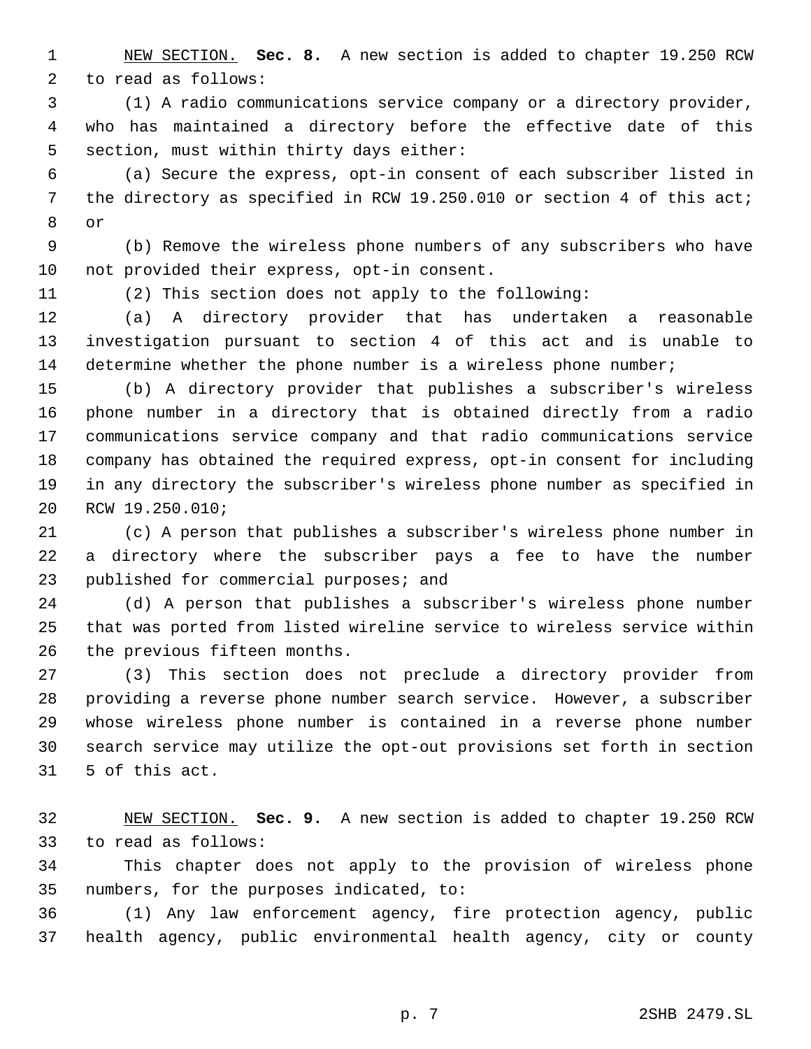NEW SECTION. **Sec. 8.** A new section is added to chapter 19.250 RCW to read as follows:

(1) A radio communications service company or a directory provider, who has maintained a directory before the effective date of this section, must within thirty days either:

(a) Secure the express, opt-in consent of each subscriber listed in the directory as specified in RCW 19.250.010 or section 4 of this act; or

(b) Remove the wireless phone numbers of any subscribers who have not provided their express, opt-in consent.

(2) This section does not apply to the following:

(a) A directory provider that has undertaken a reasonable investigation pursuant to section 4 of this act and is unable to determine whether the phone number is a wireless phone number;

(b) A directory provider that publishes a subscriber's wireless phone number in a directory that is obtained directly from a radio communications service company and that radio communications service company has obtained the required express, opt-in consent for including in any directory the subscriber's wireless phone number as specified in RCW 19.250.010;

(c) A person that publishes a subscriber's wireless phone number in a directory where the subscriber pays a fee to have the number published for commercial purposes; and

(d) A person that publishes a subscriber's wireless phone number that was ported from listed wireline service to wireless service within the previous fifteen months.

(3) This section does not preclude a directory provider from providing a reverse phone number search service. However, a subscriber whose wireless phone number is contained in a reverse phone number search service may utilize the opt-out provisions set forth in section 5 of this act.

NEW SECTION. **Sec. 9.** A new section is added to chapter 19.250 RCW to read as follows:

This chapter does not apply to the provision of wireless phone numbers, for the purposes indicated, to:

(1) Any law enforcement agency, fire protection agency, public health agency, public environmental health agency, city or county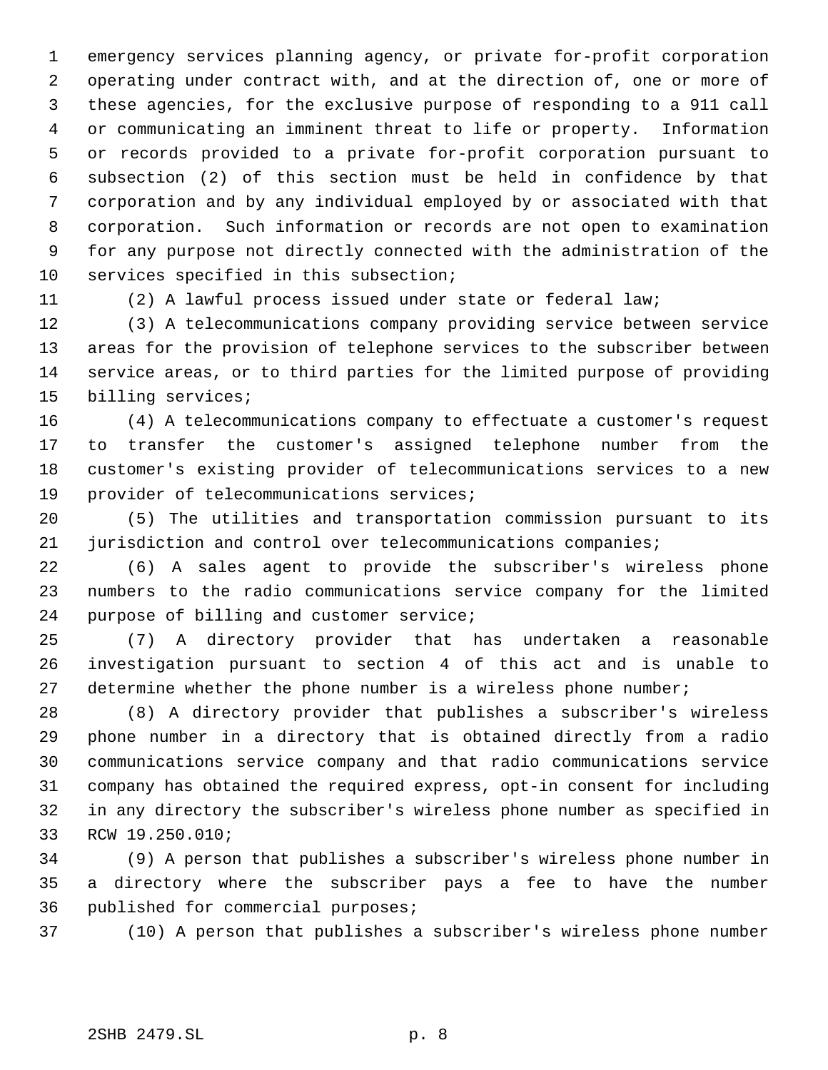emergency services planning agency, or private for-profit corporation operating under contract with, and at the direction of, one or more of these agencies, for the exclusive purpose of responding to a 911 call or communicating an imminent threat to life or property. Information or records provided to a private for-profit corporation pursuant to subsection (2) of this section must be held in confidence by that corporation and by any individual employed by or associated with that corporation. Such information or records are not open to examination for any purpose not directly connected with the administration of the services specified in this subsection;

(2) A lawful process issued under state or federal law;

(3) A telecommunications company providing service between service areas for the provision of telephone services to the subscriber between service areas, or to third parties for the limited purpose of providing billing services;

(4) A telecommunications company to effectuate a customer's request to transfer the customer's assigned telephone number from the customer's existing provider of telecommunications services to a new provider of telecommunications services;

(5) The utilities and transportation commission pursuant to its jurisdiction and control over telecommunications companies;

(6) A sales agent to provide the subscriber's wireless phone numbers to the radio communications service company for the limited purpose of billing and customer service;

(7) A directory provider that has undertaken a reasonable investigation pursuant to section 4 of this act and is unable to determine whether the phone number is a wireless phone number;

(8) A directory provider that publishes a subscriber's wireless phone number in a directory that is obtained directly from a radio communications service company and that radio communications service company has obtained the required express, opt-in consent for including in any directory the subscriber's wireless phone number as specified in RCW 19.250.010;

(9) A person that publishes a subscriber's wireless phone number in a directory where the subscriber pays a fee to have the number published for commercial purposes;

(10) A person that publishes a subscriber's wireless phone number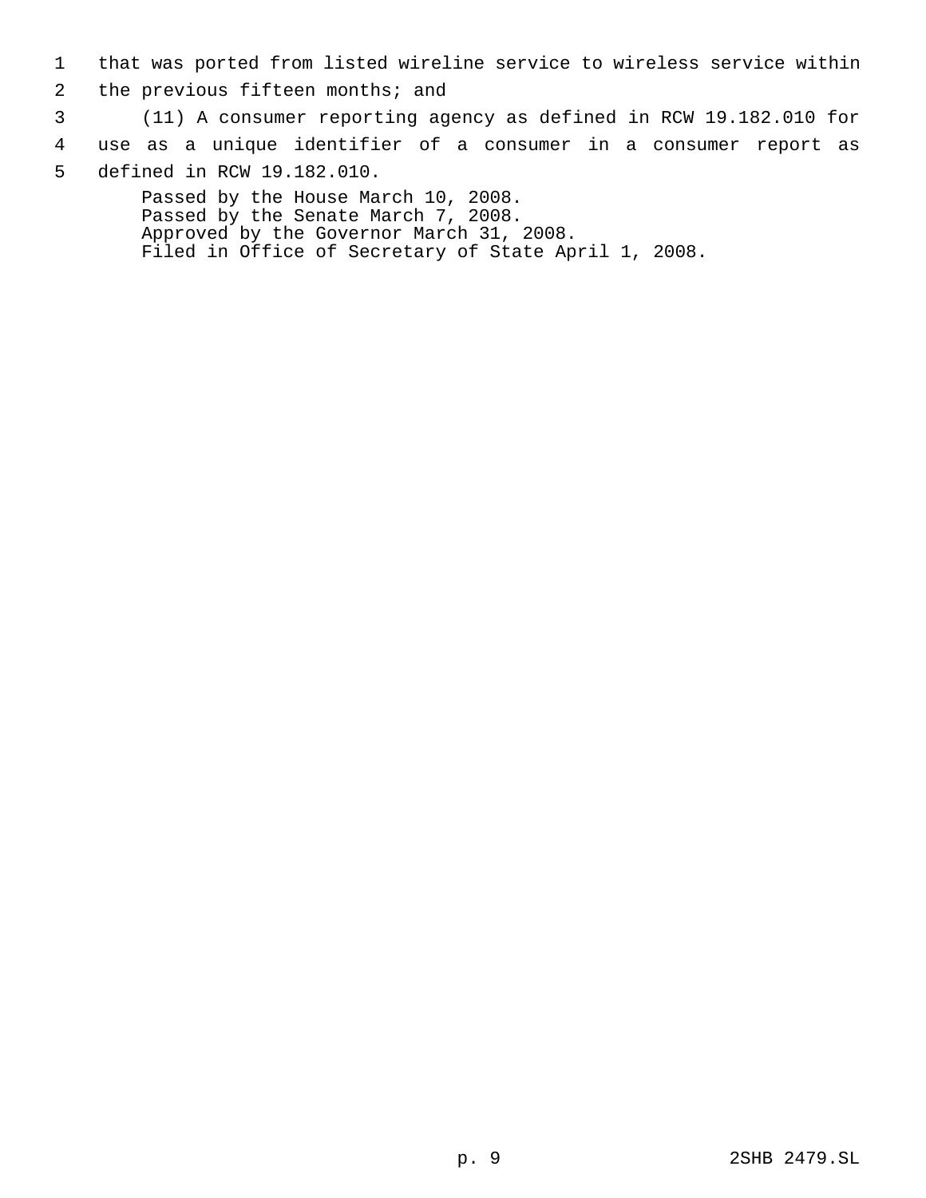that was ported from listed wireline service to wireless service within the previous fifteen months; and

(11) A consumer reporting agency as defined in RCW 19.182.010 for use as a unique identifier of a consumer in a consumer report as defined in RCW 19.182.010.

Passed by the House March 10, 2008.
Passed by the Senate March 7, 2008.
Approved by the Governor March 31, 2008.
Filed in Office of Secretary of State April 1, 2008.